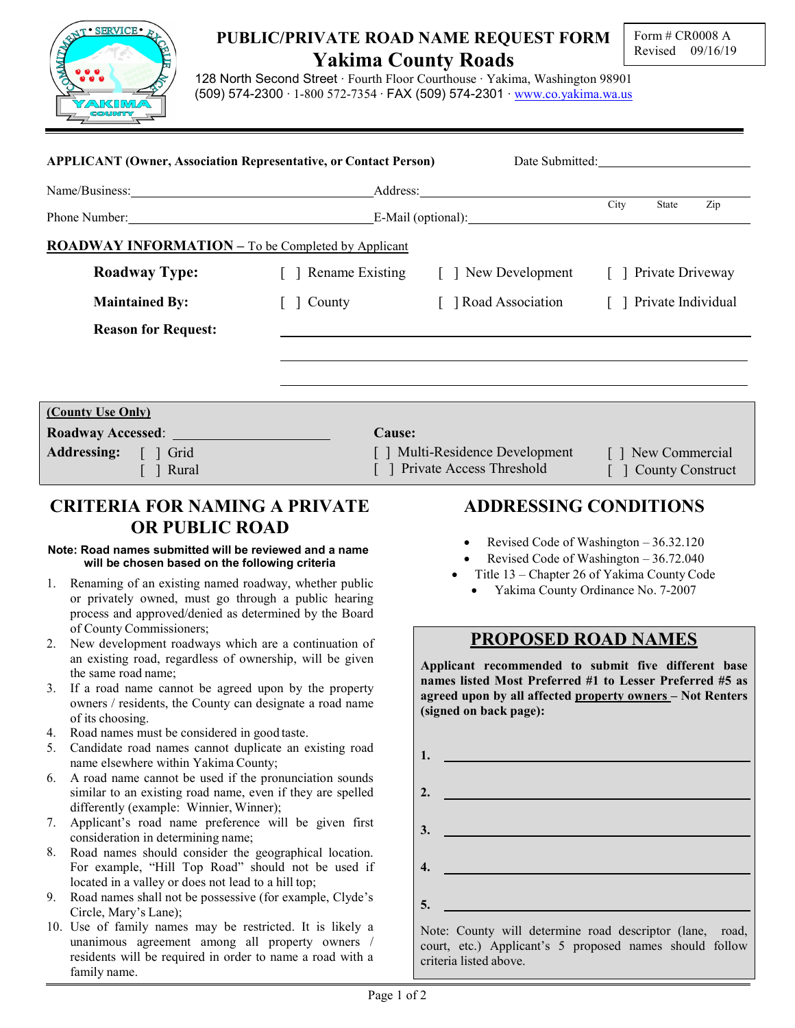Form # CR0008 A
Revised 09/16/19

# PUBLIC/PRIVATE ROAD NAME REQUEST FORM
## Yakima County Roads

128 North Second Street · Fourth Floor Courthouse · Yakima, Washington 98901
(509) 574-2300 · 1-800 572-7354 · FAX (509) 574-2301 · www.co.yakima.wa.us

**APPLICANT (Owner, Association Representative, or Contact Person)** Date Submitted: ______________________

Name/Business: ______________________ Address: ______________________
City State Zip

Phone Number: ______________________ E-Mail (optional): ______________________

**ROADWAY INFORMATION –** To be Completed by Applicant

**Roadway Type:** [ ] Rename Existing [ ] New Development [ ] Private Driveway

**Maintained By:** [ ] County [ ] Road Association [ ] Private Individual

**Reason for Request:** ______________________________________________

______________________________________________

______________________________________________

**(County Use Only)**

**Roadway Accessed**: ______________________

**Addressing:** [ ] Grid [ ] Rural

**Cause:** [ ] Multi-Residence Development [ ] Private Access Threshold [ ] New Commercial [ ] County Construct

## CRITERIA FOR NAMING A PRIVATE OR PUBLIC ROAD

**Note: Road names submitted will be reviewed and a name will be chosen based on the following criteria**

1. Renaming of an existing named roadway, whether public or privately owned, must go through a public hearing process and approved/denied as determined by the Board of County Commissioners;
2. New development roadways which are a continuation of an existing road, regardless of ownership, will be given the same road name;
3. If a road name cannot be agreed upon by the property owners / residents, the County can designate a road name of its choosing.
4. Road names must be considered in good taste.
5. Candidate road names cannot duplicate an existing road name elsewhere within Yakima County;
6. A road name cannot be used if the pronunciation sounds similar to an existing road name, even if they are spelled differently (example: Winnier, Winner);
7. Applicant's road name preference will be given first consideration in determining name;
8. Road names should consider the geographical location. For example, "Hill Top Road" should not be used if located in a valley or does not lead to a hill top;
9. Road names shall not be possessive (for example, Clyde's Circle, Mary's Lane);
10. Use of family names may be restricted. It is likely a unanimous agreement among all property owners / residents will be required in order to name a road with a family name.

## ADDRESSING CONDITIONS

- Revised Code of Washington – 36.32.120
- Revised Code of Washington – 36.72.040
- Title 13 – Chapter 26 of Yakima County Code
- Yakima County Ordinance No. 7-2007

## PROPOSED ROAD NAMES

**Applicant recommended to submit five different base names listed Most Preferred #1 to Lesser Preferred #5 as agreed upon by all affected property owners – Not Renters (signed on back page):**

**1.** ______________________

**2.** ______________________

**3.** ______________________

**4.** ______________________

**5.** ______________________

Note: County will determine road descriptor (lane, road, court, etc.) Applicant's 5 proposed names should follow criteria listed above.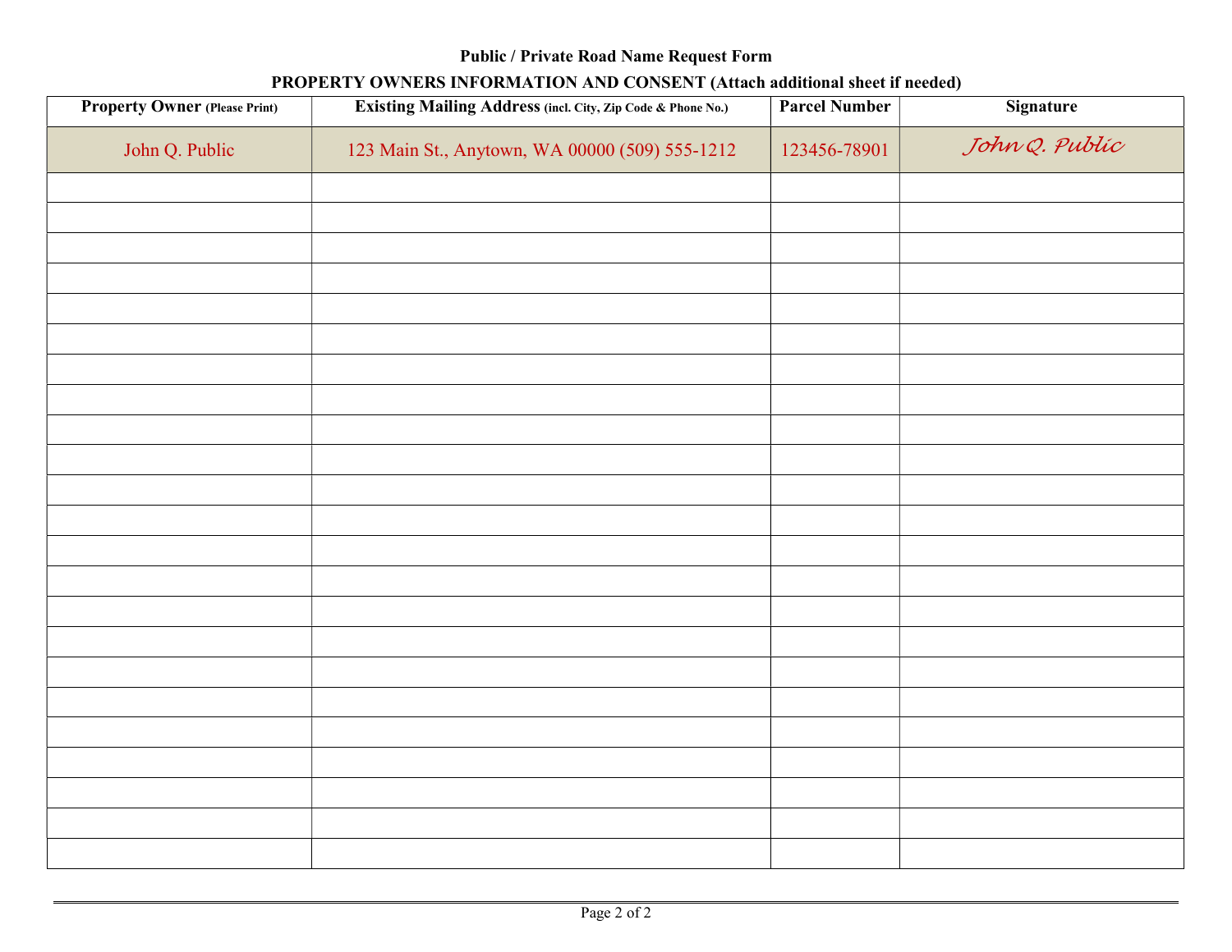**Public / Private Road Name Request Form**

**PROPERTY OWNERS INFORMATION AND CONSENT (Attach additional sheet if needed)**

| **Property Owner** (Please Print) | **Existing Mailing Address** (incl. City, Zip Code & Phone No.) | **Parcel Number** | **Signature** |
|---|---|---|---|
| John Q. Public | 123 Main St., Anytown, WA 00000 (509) 555-1212 | 123456-78901 | *John Q. Public* |
| | | | |
| | | | |
| | | | |
| | | | |
| | | | |
| | | | |
| | | | |
| | | | |
| | | | |
| | | | |
| | | | |
| | | | |
| | | | |
| | | | |
| | | | |
| | | | |
| | | | |
| | | | |
| | | | |
| | | | |
| | | | |
| | | | |
| | | | |
| | | | |